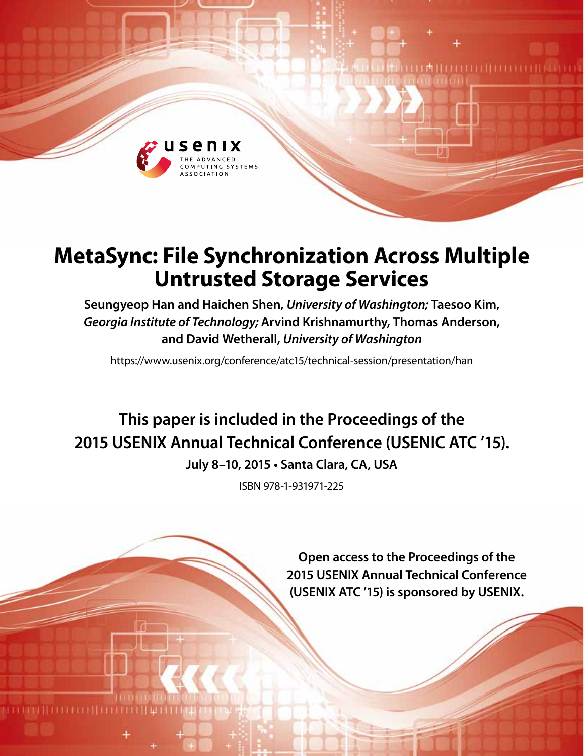# MetaSync: File Synchronization Across Multiple Untrusted Storage Services

**Seungyeop Han and Haichen Shen,** ***University of Washington;*** **Taesoo Kim,** ***Georgia Institute of Technology;*** **Arvind Krishnamurthy, Thomas Anderson, and David Wetherall,** ***University of Washington***

https://www.usenix.org/conference/atc15/technical-session/presentation/han

**This paper is included in the Proceedings of the 2015 USENIX Annual Technical Conference (USENIC ATC '15).**

**July 8–10, 2015 • Santa Clara, CA, USA**

ISBN 978-1-931971-225

**Open access to the Proceedings of the 2015 USENIX Annual Technical Conference (USENIX ATC '15) is sponsored by USENIX.**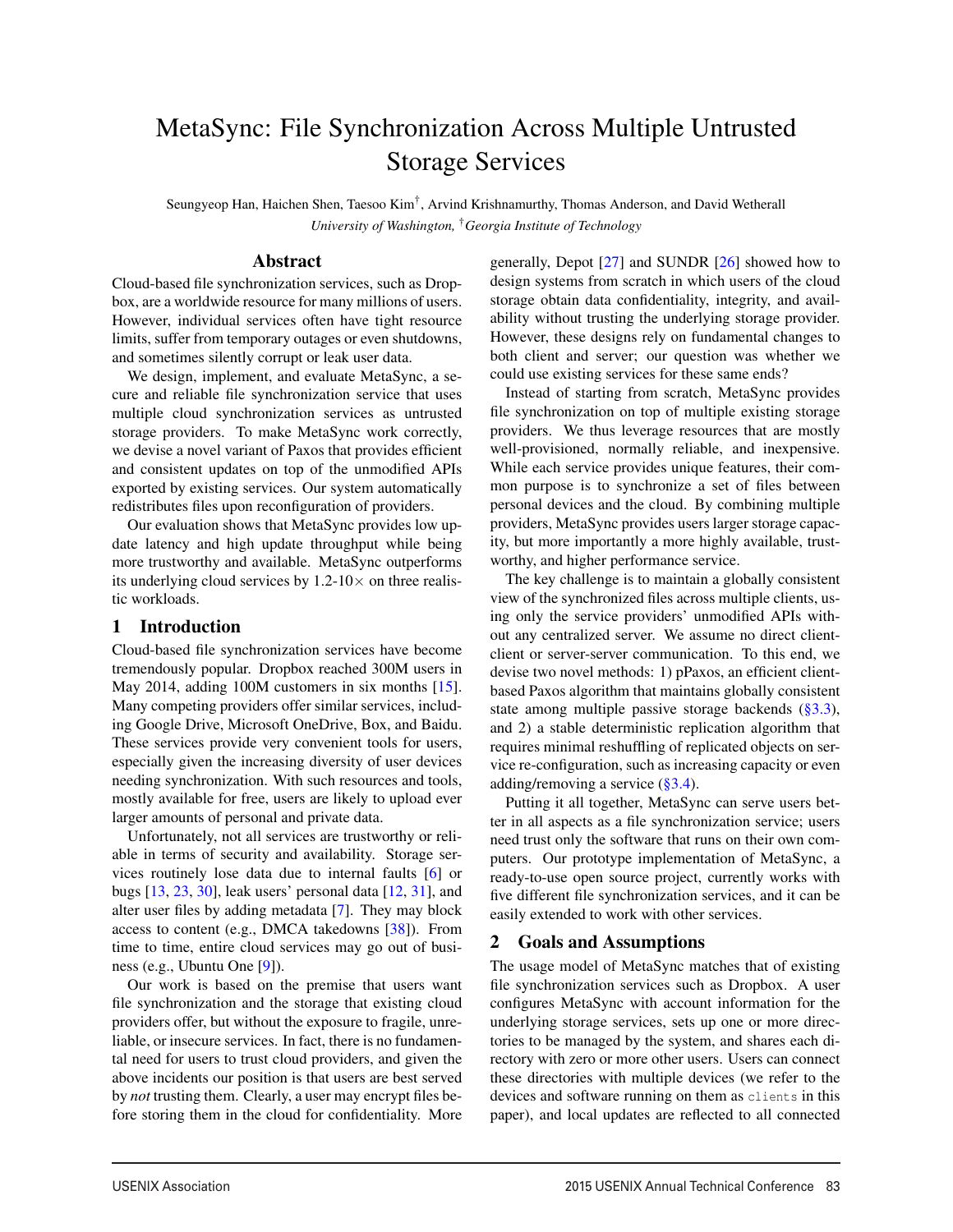# MetaSync: File Synchronization Across Multiple Untrusted Storage Services

Seungyeop Han, Haichen Shen, Taesoo Kim[†], Arvind Krishnamurthy, Thomas Anderson, and David Wetherall

*University of Washington, [†]Georgia Institute of Technology*

## Abstract

Cloud-based file synchronization services, such as Dropbox, are a worldwide resource for many millions of users. However, individual services often have tight resource limits, suffer from temporary outages or even shutdowns, and sometimes silently corrupt or leak user data.

We design, implement, and evaluate MetaSync, a secure and reliable file synchronization service that uses multiple cloud synchronization services as untrusted storage providers. To make MetaSync work correctly, we devise a novel variant of Paxos that provides efficient and consistent updates on top of the unmodified APIs exported by existing services. Our system automatically redistributes files upon reconfiguration of providers.

Our evaluation shows that MetaSync provides low update latency and high update throughput while being more trustworthy and available. MetaSync outperforms its underlying cloud services by 1.2-10× on three realistic workloads.

## 1 Introduction

Cloud-based file synchronization services have become tremendously popular. Dropbox reached 300M users in May 2014, adding 100M customers in six months [15]. Many competing providers offer similar services, including Google Drive, Microsoft OneDrive, Box, and Baidu. These services provide very convenient tools for users, especially given the increasing diversity of user devices needing synchronization. With such resources and tools, mostly available for free, users are likely to upload ever larger amounts of personal and private data.

Unfortunately, not all services are trustworthy or reliable in terms of security and availability. Storage services routinely lose data due to internal faults [6] or bugs [13, 23, 30], leak users' personal data [12, 31], and alter user files by adding metadata [7]. They may block access to content (e.g., DMCA takedowns [38]). From time to time, entire cloud services may go out of business (e.g., Ubuntu One [9]).

Our work is based on the premise that users want file synchronization and the storage that existing cloud providers offer, but without the exposure to fragile, unreliable, or insecure services. In fact, there is no fundamental need for users to trust cloud providers, and given the above incidents our position is that users are best served by *not* trusting them. Clearly, a user may encrypt files before storing them in the cloud for confidentiality. More generally, Depot [27] and SUNDR [26] showed how to design systems from scratch in which users of the cloud storage obtain data confidentiality, integrity, and availability without trusting the underlying storage provider. However, these designs rely on fundamental changes to both client and server; our question was whether we could use existing services for these same ends?

Instead of starting from scratch, MetaSync provides file synchronization on top of multiple existing storage providers. We thus leverage resources that are mostly well-provisioned, normally reliable, and inexpensive. While each service provides unique features, their common purpose is to synchronize a set of files between personal devices and the cloud. By combining multiple providers, MetaSync provides users larger storage capacity, but more importantly a more highly available, trustworthy, and higher performance service.

The key challenge is to maintain a globally consistent view of the synchronized files across multiple clients, using only the service providers' unmodified APIs without any centralized server. We assume no direct client-client or server-server communication. To this end, we devise two novel methods: 1) pPaxos, an efficient client-based Paxos algorithm that maintains globally consistent state among multiple passive storage backends (§3.3), and 2) a stable deterministic replication algorithm that requires minimal reshuffling of replicated objects on service re-configuration, such as increasing capacity or even adding/removing a service (§3.4).

Putting it all together, MetaSync can serve users better in all aspects as a file synchronization service; users need trust only the software that runs on their own computers. Our prototype implementation of MetaSync, a ready-to-use open source project, currently works with five different file synchronization services, and it can be easily extended to work with other services.

## 2 Goals and Assumptions

The usage model of MetaSync matches that of existing file synchronization services such as Dropbox. A user configures MetaSync with account information for the underlying storage services, sets up one or more directories to be managed by the system, and shares each directory with zero or more other users. Users can connect these directories with multiple devices (we refer to the devices and software running on them as `clients` in this paper), and local updates are reflected to all connected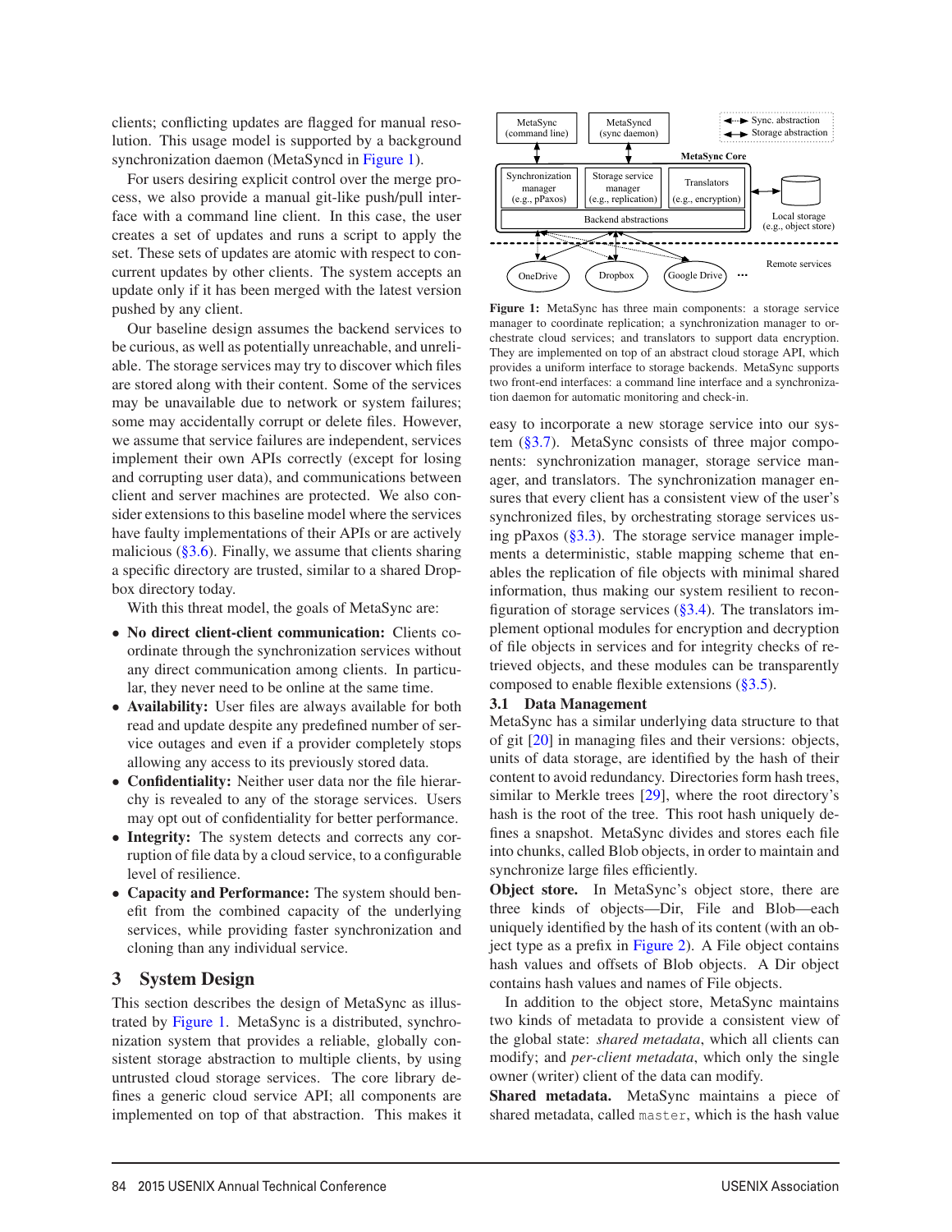clients; conflicting updates are flagged for manual resolution. This usage model is supported by a background synchronization daemon (MetaSyncd in Figure 1).

For users desiring explicit control over the merge process, we also provide a manual git-like push/pull interface with a command line client. In this case, the user creates a set of updates and runs a script to apply the set. These sets of updates are atomic with respect to concurrent updates by other clients. The system accepts an update only if it has been merged with the latest version pushed by any client.

Our baseline design assumes the backend services to be curious, as well as potentially unreachable, and unreliable. The storage services may try to discover which files are stored along with their content. Some of the services may be unavailable due to network or system failures; some may accidentally corrupt or delete files. However, we assume that service failures are independent, services implement their own APIs correctly (except for losing and corrupting user data), and communications between client and server machines are protected. We also consider extensions to this baseline model where the services have faulty implementations of their APIs or are actively malicious (§3.6). Finally, we assume that clients sharing a specific directory are trusted, similar to a shared Dropbox directory today.

With this threat model, the goals of MetaSync are:

- **No direct client-client communication:** Clients coordinate through the synchronization services without any direct communication among clients. In particular, they never need to be online at the same time.
- **Availability:** User files are always available for both read and update despite any predefined number of service outages and even if a provider completely stops allowing any access to its previously stored data.
- **Confidentiality:** Neither user data nor the file hierarchy is revealed to any of the storage services. Users may opt out of confidentiality for better performance.
- **Integrity:** The system detects and corrects any corruption of file data by a cloud service, to a configurable level of resilience.
- **Capacity and Performance:** The system should benefit from the combined capacity of the underlying services, while providing faster synchronization and cloning than any individual service.

## 3 System Design

This section describes the design of MetaSync as illustrated by Figure 1. MetaSync is a distributed, synchronization system that provides a reliable, globally consistent storage abstraction to multiple clients, by using untrusted cloud storage services. The core library defines a generic cloud service API; all components are implemented on top of that abstraction. This makes it easy to incorporate a new storage service into our system (§3.7). MetaSync consists of three major components: synchronization manager, storage service manager, and translators. The synchronization manager ensures that every client has a consistent view of the user's synchronized files, by orchestrating storage services using pPaxos (§3.3). The storage service manager implements a deterministic, stable mapping scheme that enables the replication of file objects with minimal shared information, thus making our system resilient to reconfiguration of storage services (§3.4). The translators implement optional modules for encryption and decryption of file objects in services and for integrity checks of retrieved objects, and these modules can be transparently composed to enable flexible extensions (§3.5).

MetaSync (command line) | MetaSyncd (sync daemon) | Sync. abstraction | Storage abstraction | MetaSync Core | Synchronization manager (e.g., pPaxos) | Storage service manager (e.g., replication) | Translators (e.g., encryption) | Backend abstractions | Local storage (e.g., object store) | OneDrive | Dropbox | Google Drive | ... | Remote services

**Figure 1:** MetaSync has three main components: a storage service manager to coordinate replication; a synchronization manager to orchestrate cloud services; and translators to support data encryption. They are implemented on top of an abstract cloud storage API, which provides a uniform interface to storage backends. MetaSync supports two front-end interfaces: a command line interface and a synchronization daemon for automatic monitoring and check-in.

### 3.1 Data Management

MetaSync has a similar underlying data structure to that of git [20] in managing files and their versions: objects, units of data storage, are identified by the hash of their content to avoid redundancy. Directories form hash trees, similar to Merkle trees [29], where the root directory's hash is the root of the tree. This root hash uniquely defines a snapshot. MetaSync divides and stores each file into chunks, called Blob objects, in order to maintain and synchronize large files efficiently.

**Object store.** In MetaSync's object store, there are three kinds of objects—Dir, File and Blob—each uniquely identified by the hash of its content (with an object type as a prefix in Figure 2). A File object contains hash values and offsets of Blob objects. A Dir object contains hash values and names of File objects.

In addition to the object store, MetaSync maintains two kinds of metadata to provide a consistent view of the global state: *shared metadata*, which all clients can modify; and *per-client metadata*, which only the single owner (writer) client of the data can modify.

**Shared metadata.** MetaSync maintains a piece of shared metadata, called `master`, which is the hash value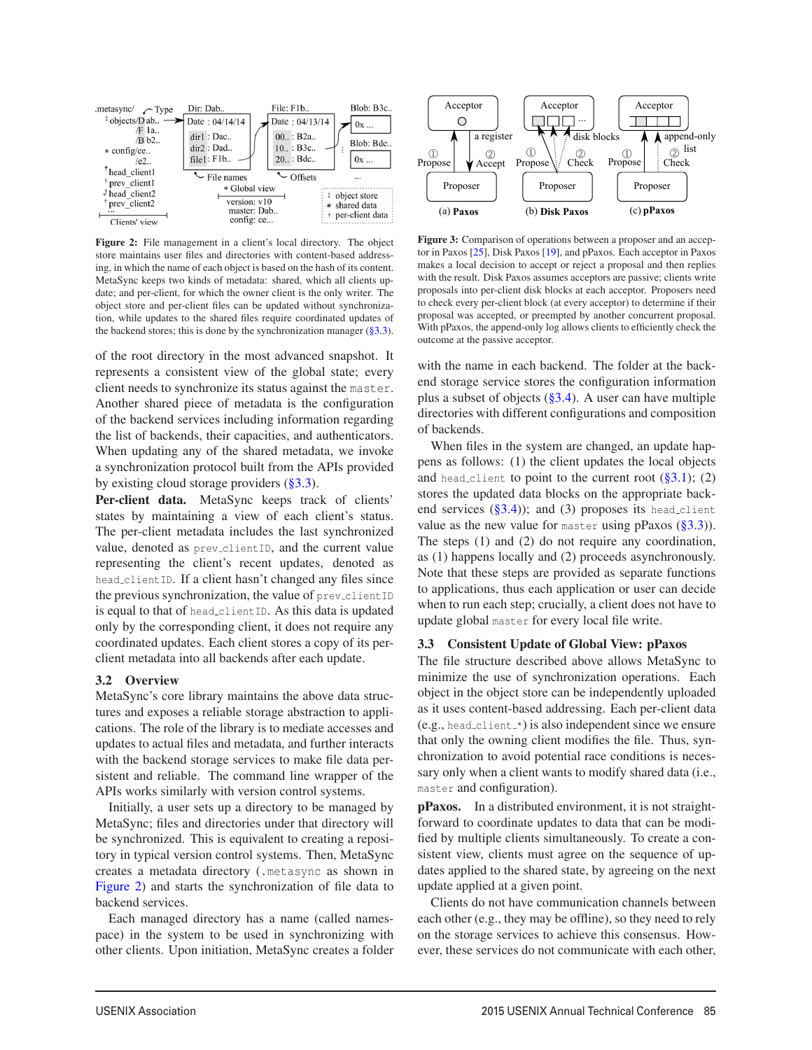Figure 2: File management in a client's local directory. The object store maintains user files and directories with content-based addressing, in which the name of each object is based on the hash of its content. MetaSync keeps two kinds of metadata: shared, which all clients update; and per-client, for which the owner client is the only writer. The object store and per-client files can be updated without synchronization, while updates to the shared files require coordinated updates of the backend stores; this is done by the synchronization manager (§3.3).

Figure 3: Comparison of operations between a proposer and an acceptor in Paxos [25], Disk Paxos [19], and pPaxos. Each acceptor in Paxos makes a local decision to accept or reject a proposal and then replies with the result. Disk Paxos assumes acceptors are passive; clients write proposals into per-client disk blocks at each acceptor. Proposers need to check every per-client block (at every acceptor) to determine if their proposal was accepted, or preempted by another concurrent proposal. With pPaxos, the append-only log allows clients to efficiently check the outcome at the passive acceptor.

of the root directory in the most advanced snapshot. It represents a consistent view of the global state; every client needs to synchronize its status against the `master`. Another shared piece of metadata is the configuration of the backend services including information regarding the list of backends, their capacities, and authenticators. When updating any of the shared metadata, we invoke a synchronization protocol built from the APIs provided by existing cloud storage providers (§3.3).

**Per-client data.** MetaSync keeps track of clients' states by maintaining a view of each client's status. The per-client metadata includes the last synchronized value, denoted as `prev_clientID`, and the current value representing the client's recent updates, denoted as `head_clientID`. If a client hasn't changed any files since the previous synchronization, the value of `prev_clientID` is equal to that of `head_clientID`. As this data is updated only by the corresponding client, it does not require any coordinated updates. Each client stores a copy of its per-client metadata into all backends after each update.

### 3.2 Overview

MetaSync's core library maintains the above data structures and exposes a reliable storage abstraction to applications. The role of the library is to mediate accesses and updates to actual files and metadata, and further interacts with the backend storage services to make file data persistent and reliable. The command line wrapper of the APIs works similarly with version control systems.

Initially, a user sets up a directory to be managed by MetaSync; files and directories under that directory will be synchronized. This is equivalent to creating a repository in typical version control systems. Then, MetaSync creates a metadata directory (`.metasync` as shown in Figure 2) and starts the synchronization of file data to backend services.

Each managed directory has a name (called namespace) in the system to be used in synchronizing with other clients. Upon initiation, MetaSync creates a folder with the name in each backend. The folder at the backend storage service stores the configuration information plus a subset of objects (§3.4). A user can have multiple directories with different configurations and composition of backends.

When files in the system are changed, an update happens as follows: (1) the client updates the local objects and `head_client` to point to the current root (§3.1); (2) stores the updated data blocks on the appropriate backend services (§3.4)); and (3) proposes its `head_client` value as the new value for `master` using pPaxos (§3.3)). The steps (1) and (2) do not require any coordination, as (1) happens locally and (2) proceeds asynchronously. Note that these steps are provided as separate functions to applications, thus each application or user can decide when to run each step; crucially, a client does not have to update global `master` for every local file write.

### 3.3 Consistent Update of Global View: pPaxos

The file structure described above allows MetaSync to minimize the use of synchronization operations. Each object in the object store can be independently uploaded as it uses content-based addressing. Each per-client data (e.g., `head_client_*`) is also independent since we ensure that only the owning client modifies the file. Thus, synchronization to avoid potential race conditions is necessary only when a client wants to modify shared data (i.e., `master` and configuration).

**pPaxos.** In a distributed environment, it is not straightforward to coordinate updates to data that can be modified by multiple clients simultaneously. To create a consistent view, clients must agree on the sequence of updates applied to the shared state, by agreeing on the next update applied at a given point.

Clients do not have communication channels between each other (e.g., they may be offline), so they need to rely on the storage services to achieve this consensus. However, these services do not communicate with each other,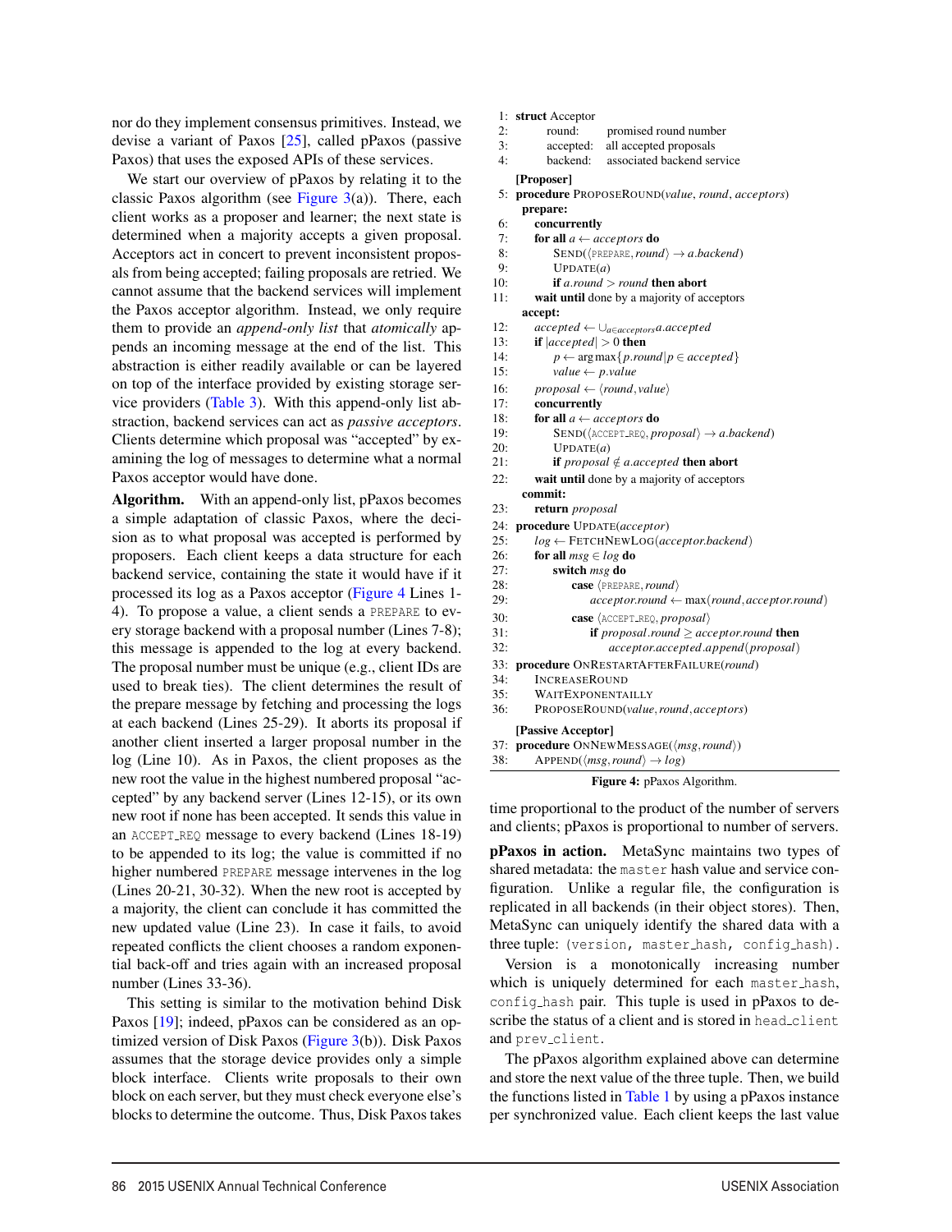nor do they implement consensus primitives. Instead, we devise a variant of Paxos [25], called pPaxos (passive Paxos) that uses the exposed APIs of these services.

We start our overview of pPaxos by relating it to the classic Paxos algorithm (see Figure 3(a)). There, each client works as a proposer and learner; the next state is determined when a majority accepts a given proposal. Acceptors act in concert to prevent inconsistent proposals from being accepted; failing proposals are retried. We cannot assume that the backend services will implement the Paxos acceptor algorithm. Instead, we only require them to provide an *append-only list* that *atomically* appends an incoming message at the end of the list. This abstraction is either readily available or can be layered on top of the interface provided by existing storage service providers (Table 3). With this append-only list abstraction, backend services can act as *passive acceptors*. Clients determine which proposal was "accepted" by examining the log of messages to determine what a normal Paxos acceptor would have done.

**Algorithm.** With an append-only list, pPaxos becomes a simple adaptation of classic Paxos, where the decision as to what proposal was accepted is performed by proposers. Each client keeps a data structure for each backend service, containing the state it would have if it processed its log as a Paxos acceptor (Figure 4 Lines 1-4). To propose a value, a client sends a `PREPARE` to every storage backend with a proposal number (Lines 7-8); this message is appended to the log at every backend. The proposal number must be unique (e.g., client IDs are used to break ties). The client determines the result of the prepare message by fetching and processing the logs at each backend (Lines 25-29). It aborts its proposal if another client inserted a larger proposal number in the log (Line 10). As in Paxos, the client proposes as the new root the value in the highest numbered proposal "accepted" by any backend server (Lines 12-15), or its own new root if none has been accepted. It sends this value in an `ACCEPT_REQ` message to every backend (Lines 18-19) to be appended to its log; the value is committed if no higher numbered `PREPARE` message intervenes in the log (Lines 20-21, 30-32). When the new root is accepted by a majority, the client can conclude it has committed the new updated value (Line 23). In case it fails, to avoid repeated conflicts the client chooses a random exponential back-off and tries again with an increased proposal number (Lines 33-36).

This setting is similar to the motivation behind Disk Paxos [19]; indeed, pPaxos can be considered as an optimized version of Disk Paxos (Figure 3(b)). Disk Paxos assumes that the storage device provides only a simple block interface. Clients write proposals to their own block on each server, but they must check everyone else's blocks to determine the outcome. Thus, Disk Paxos takes time proportional to the product of the number of servers and clients; pPaxos is proportional to number of servers.

```
 1: struct Acceptor
 2:     round:     promised round number
 3:     accepted:  all accepted proposals
 4:     backend:   associated backend service
    [Proposer]
 5: procedure ProposeRound(value, round, acceptors)
    prepare:
 6:     concurrently
 7:     for all a ← acceptors do
 8:         Send(⟨PREPARE, round⟩ → a.backend)
 9:         Update(a)
10:         if a.round > round then abort
11:     wait until done by a majority of acceptors
    accept:
12:     accepted ← ∪_{a∈acceptors} a.accepted
13:     if |accepted| > 0 then
14:         p ← arg max{p.round | p ∈ accepted}
15:         value ← p.value
16:     proposal ← ⟨round, value⟩
17:     concurrently
18:     for all a ← acceptors do
19:         Send(⟨ACCEPT_REQ, proposal⟩ → a.backend)
20:         Update(a)
21:         if proposal ∉ a.accepted then abort
22:     wait until done by a majority of acceptors
    commit:
23:     return proposal
24: procedure Update(acceptor)
25:     log ← FetchNewLog(acceptor.backend)
26:     for all msg ∈ log do
27:         switch msg do
28:             case ⟨PREPARE, round⟩
29:                 acceptor.round ← max(round, acceptor.round)
30:             case ⟨ACCEPT_REQ, proposal⟩
31:                 if proposal.round ≥ acceptor.round then
32:                     acceptor.accepted.append(proposal)
33: procedure OnRestartAfterFailure(round)
34:     IncreaseRound
35:     WaitExponentially
36:     ProposeRound(value, round, acceptors)
    [Passive Acceptor]
37: procedure OnNewMessage(⟨msg, round⟩)
38:     Append(⟨msg, round⟩ → log)
```

**Figure 4:** pPaxos Algorithm.

**pPaxos in action.** MetaSync maintains two types of shared metadata: the `master` hash value and service configuration. Unlike a regular file, the configuration is replicated in all backends (in their object stores). Then, MetaSync can uniquely identify the shared data with a three tuple: `(version, master_hash, config_hash)`.

Version is a monotonically increasing number which is uniquely determined for each `master_hash`, `config_hash` pair. This tuple is used in pPaxos to describe the status of a client and is stored in `head_client` and `prev_client`.

The pPaxos algorithm explained above can determine and store the next value of the three tuple. Then, we build the functions listed in Table 1 by using a pPaxos instance per synchronized value. Each client keeps the last value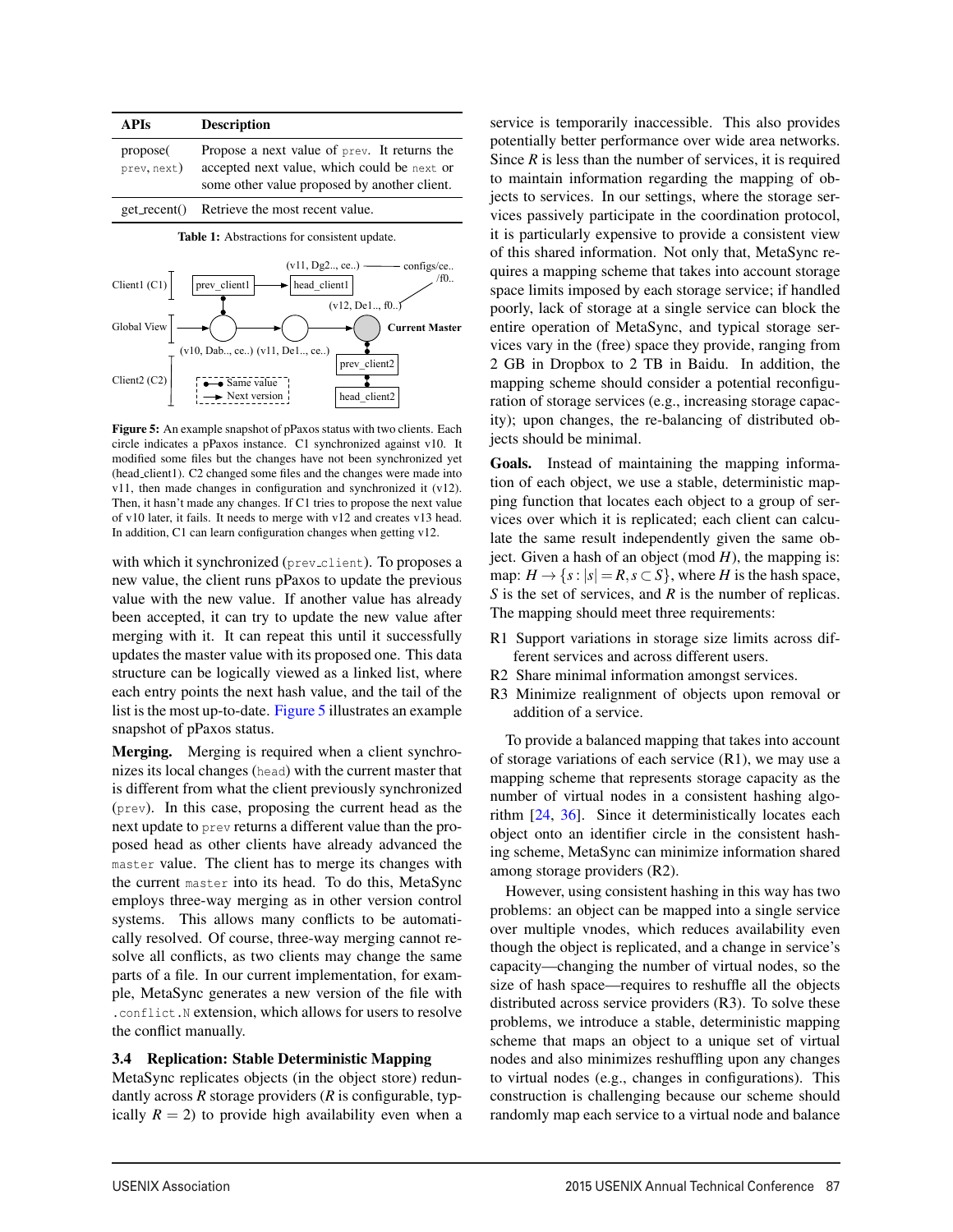| APIs | Description |
| --- | --- |
| propose( prev, next) | Propose a next value of prev. It returns the accepted next value, which could be next or some other value proposed by another client. |
| get_recent() | Retrieve the most recent value. |

**Table 1:** Abstractions for consistent update.

**Figure 5:** An example snapshot of pPaxos status with two clients. Each circle indicates a pPaxos instance. C1 synchronized against v10. It modified some files but the changes have not been synchronized yet (head_client1). C2 changed some files and the changes were made into v11, then made changes in configuration and synchronized it (v12). Then, it hasn't made any changes. If C1 tries to propose the next value of v10 later, it fails. It needs to merge with v12 and creates v13 head. In addition, C1 can learn configuration changes when getting v12.

with which it synchronized (prev_client). To proposes a new value, the client runs pPaxos to update the previous value with the new value. If another value has already been accepted, it can try to update the new value after merging with it. It can repeat this until it successfully updates the master value with its proposed one. This data structure can be logically viewed as a linked list, where each entry points the next hash value, and the tail of the list is the most up-to-date. Figure 5 illustrates an example snapshot of pPaxos status.

**Merging.** Merging is required when a client synchronizes its local changes (head) with the current master that is different from what the client previously synchronized (prev). In this case, proposing the current head as the next update to prev returns a different value than the proposed head as other clients have already advanced the master value. The client has to merge its changes with the current master into its head. To do this, MetaSync employs three-way merging as in other version control systems. This allows many conflicts to be automatically resolved. Of course, three-way merging cannot resolve all conflicts, as two clients may change the same parts of a file. In our current implementation, for example, MetaSync generates a new version of the file with .conflict.N extension, which allows for users to resolve the conflict manually.

### 3.4 Replication: Stable Deterministic Mapping

MetaSync replicates objects (in the object store) redundantly across $R$ storage providers ($R$ is configurable, typically $R = 2$) to provide high availability even when a service is temporarily inaccessible. This also provides potentially better performance over wide area networks. Since $R$ is less than the number of services, it is required to maintain information regarding the mapping of objects to services. In our settings, where the storage services passively participate in the coordination protocol, it is particularly expensive to provide a consistent view of this shared information. Not only that, MetaSync requires a mapping scheme that takes into account storage space limits imposed by each storage service; if handled poorly, lack of storage at a single service can block the entire operation of MetaSync, and typical storage services vary in the (free) space they provide, ranging from 2 GB in Dropbox to 2 TB in Baidu. In addition, the mapping scheme should consider a potential reconfiguration of storage services (e.g., increasing storage capacity); upon changes, the re-balancing of distributed objects should be minimal.

**Goals.** Instead of maintaining the mapping information of each object, we use a stable, deterministic mapping function that locates each object to a group of services over which it is replicated; each client can calculate the same result independently given the same object. Given a hash of an object (mod $H$), the mapping is: map: $H \rightarrow \{s : |s| = R, s \subset S\}$, where $H$ is the hash space, $S$ is the set of services, and $R$ is the number of replicas. The mapping should meet three requirements:

- R1 Support variations in storage size limits across different services and across different users.
- R2 Share minimal information amongst services.
- R3 Minimize realignment of objects upon removal or addition of a service.

To provide a balanced mapping that takes into account of storage variations of each service (R1), we may use a mapping scheme that represents storage capacity as the number of virtual nodes in a consistent hashing algorithm [24, 36]. Since it deterministically locates each object onto an identifier circle in the consistent hashing scheme, MetaSync can minimize information shared among storage providers (R2).

However, using consistent hashing in this way has two problems: an object can be mapped into a single service over multiple vnodes, which reduces availability even though the object is replicated, and a change in service's capacity—changing the number of virtual nodes, so the size of hash space—requires to reshuffle all the objects distributed across service providers (R3). To solve these problems, we introduce a stable, deterministic mapping scheme that maps an object to a unique set of virtual nodes and also minimizes reshuffling upon any changes to virtual nodes (e.g., changes in configurations). This construction is challenging because our scheme should randomly map each service to a virtual node and balance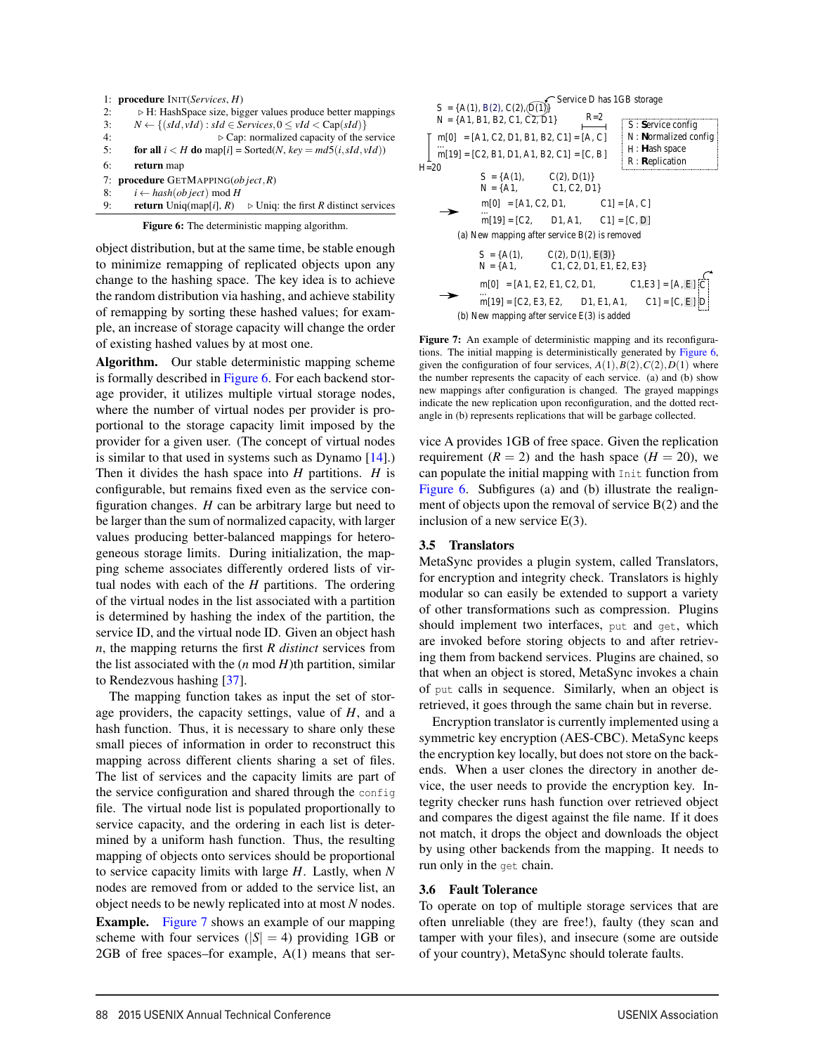```
1: procedure INIT(Services, H)
2:     ▷ H: HashSpace size, bigger values produce better mappings
3:     N ← {(sId, vId) : sId ∈ Services, 0 ≤ vId < Cap(sId)}
4:                                  ▷ Cap: normalized capacity of the service
5:     for all i < H do map[i] = Sorted(N, key = md5(i, sId, vId))
6:     return map
7: procedure GETMAPPING(object, R)
8:     i ← hash(object) mod H
9:     return Uniq(map[i], R)    ▷ Uniq: the first R distinct services
```

**Figure 6:** The deterministic mapping algorithm.

object distribution, but at the same time, be stable enough to minimize remapping of replicated objects upon any change to the hashing space. The key idea is to achieve the random distribution via hashing, and achieve stability of remapping by sorting these hashed values; for example, an increase of storage capacity will change the order of existing hashed values by at most one.

**Algorithm.** Our stable deterministic mapping scheme is formally described in Figure 6. For each backend storage provider, it utilizes multiple virtual storage nodes, where the number of virtual nodes per provider is proportional to the storage capacity limit imposed by the provider for a given user. (The concept of virtual nodes is similar to that used in systems such as Dynamo [14].) Then it divides the hash space into $H$ partitions. $H$ is configurable, but remains fixed even as the service configuration changes. $H$ can be arbitrary large but need to be larger than the sum of normalized capacity, with larger values producing better-balanced mappings for heterogeneous storage limits. During initialization, the mapping scheme associates differently ordered lists of virtual nodes with each of the $H$ partitions. The ordering of the virtual nodes in the list associated with a partition is determined by hashing the index of the partition, the service ID, and the virtual node ID. Given an object hash $n$, the mapping returns the first $R$ *distinct* services from the list associated with the ($n$ mod $H$)th partition, similar to Rendezvous hashing [37].

The mapping function takes as input the set of storage providers, the capacity settings, value of $H$, and a hash function. Thus, it is necessary to share only these small pieces of information in order to reconstruct this mapping across different clients sharing a set of files. The list of services and the capacity limits are part of the service configuration and shared through the `config` file. The virtual node list is populated proportionally to service capacity, and the ordering in each list is determined by a uniform hash function. Thus, the resulting mapping of objects onto services should be proportional to service capacity limits with large $H$. Lastly, when $N$ nodes are removed from or added to the service list, an object needs to be newly replicated into at most $N$ nodes.

**Example.** Figure 7 shows an example of our mapping scheme with four services ($|S| = 4$) providing 1GB or 2GB of free spaces–for example, A(1) means that service A provides 1GB of free space. Given the replication requirement ($R = 2$) and the hash space ($H = 20$), we can populate the initial mapping with `Init` function from Figure 6. Subfigures (a) and (b) illustrate the realignment of objects upon the removal of service B(2) and the inclusion of a new service E(3).

```
S = {A(1), B(2), C(2), D(1)}        <- Service D has 1GB storage
N = {A1, B1, B2, C1, C2, D1}           R=2
    m[0]  = [A1, C2, D1, B1, B2, C1] = [A, C]     S : Service config
    ...                                           N : Normalized config
    m[19] = [C2, B1, D1, A1, B2, C1] = [C, B]     H : Hash space
H=20                                              R : Replication

        S = {A(1),        C(2), D(1)}
        N = {A1,          C1, C2, D1}
  -->   m[0]  = [A1, C2, D1,          C1] = [A, C]
        ...
        m[19] = [C2,      D1, A1,     C1] = [C, D]
  (a) New mapping after service B(2) is removed

        S = {A(1),        C(2), D(1), E(3)}
        N = {A1,          C1, C2, D1, E1, E2, E3}
  -->   m[0]  = [A1, E2, E1, C2, D1,        C1,E3 ] = [A, E] C
        ...
        m[19] = [C2, E3, E2,      D1, E1, A1,     C1] = [C, E] D
  (b) New mapping after service E(3) is added
```

**Figure 7:** An example of deterministic mapping and its reconfigurations. The initial mapping is deterministically generated by Figure 6, given the configuration of four services, $A(1), B(2), C(2), D(1)$ where the number represents the capacity of each service. (a) and (b) show new mappings after configuration is changed. The grayed mappings indicate the new replication upon reconfiguration, and the dotted rectangle in (b) represents replications that will be garbage collected.

### 3.5 Translators

MetaSync provides a plugin system, called Translators, for encryption and integrity check. Translators is highly modular so can easily be extended to support a variety of other transformations such as compression. Plugins should implement two interfaces, `put` and `get`, which are invoked before storing objects to and after retrieving them from backend services. Plugins are chained, so that when an object is stored, MetaSync invokes a chain of `put` calls in sequence. Similarly, when an object is retrieved, it goes through the same chain but in reverse.

Encryption translator is currently implemented using a symmetric key encryption (AES-CBC). MetaSync keeps the encryption key locally, but does not store on the backends. When a user clones the directory in another device, the user needs to provide the encryption key. Integrity checker runs hash function over retrieved object and compares the digest against the file name. If it does not match, it drops the object and downloads the object by using other backends from the mapping. It needs to run only in the `get` chain.

### 3.6 Fault Tolerance

To operate on top of multiple storage services that are often unreliable (they are free!), faulty (they scan and tamper with your files), and insecure (some are outside of your country), MetaSync should tolerate faults.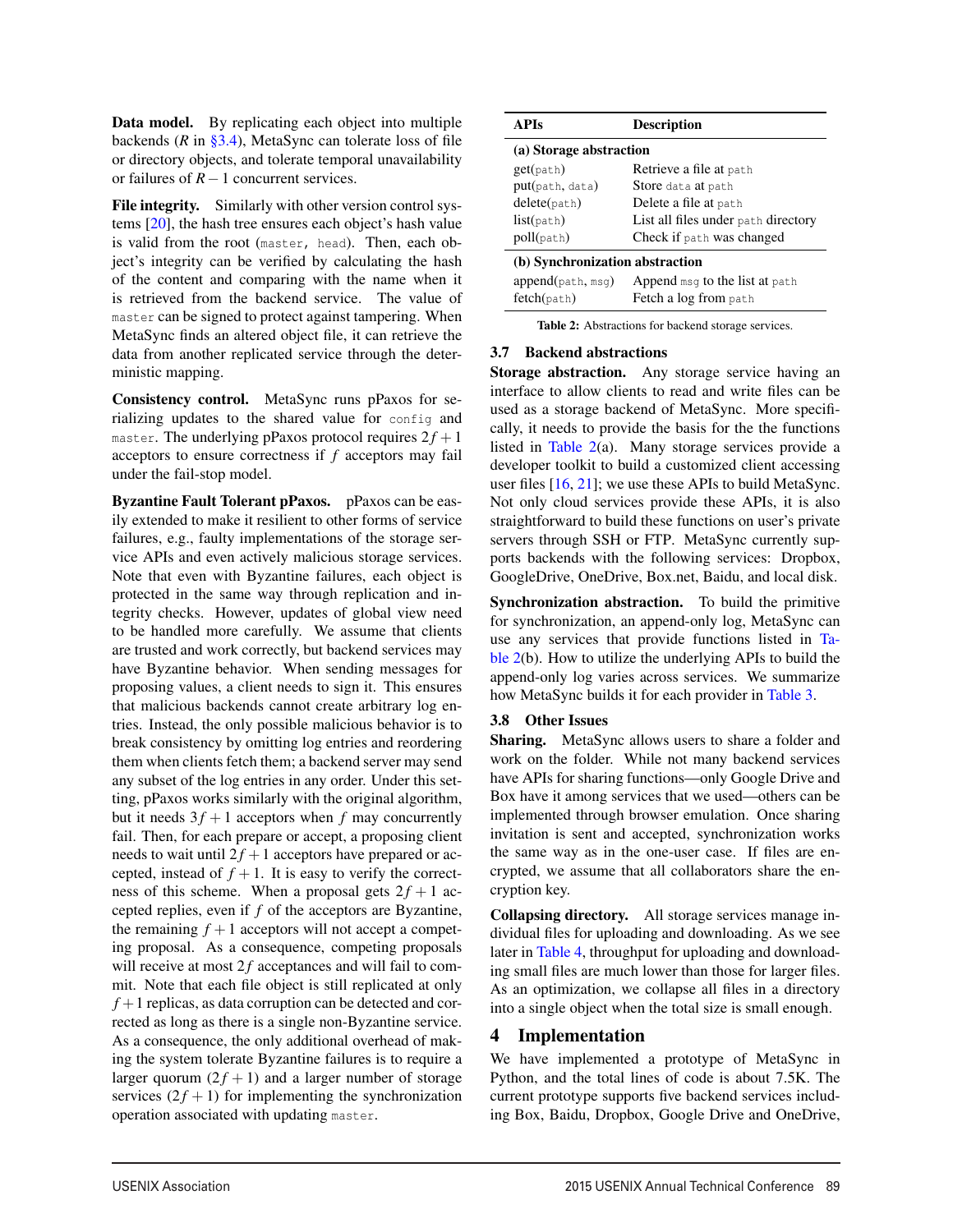**Data model.** By replicating each object into multiple backends ($R$ in §3.4), MetaSync can tolerate loss of file or directory objects, and tolerate temporal unavailability or failures of $R-1$ concurrent services.

**File integrity.** Similarly with other version control systems [20], the hash tree ensures each object's hash value is valid from the root (`master, head`). Then, each object's integrity can be verified by calculating the hash of the content and comparing with the name when it is retrieved from the backend service. The value of `master` can be signed to protect against tampering. When MetaSync finds an altered object file, it can retrieve the data from another replicated service through the deterministic mapping.

**Consistency control.** MetaSync runs pPaxos for serializing updates to the shared value for `config` and `master`. The underlying pPaxos protocol requires $2f+1$ acceptors to ensure correctness if $f$ acceptors may fail under the fail-stop model.

**Byzantine Fault Tolerant pPaxos.** pPaxos can be easily extended to make it resilient to other forms of service failures, e.g., faulty implementations of the storage service APIs and even actively malicious storage services. Note that even with Byzantine failures, each object is protected in the same way through replication and integrity checks. However, updates of global view need to be handled more carefully. We assume that clients are trusted and work correctly, but backend services may have Byzantine behavior. When sending messages for proposing values, a client needs to sign it. This ensures that malicious backends cannot create arbitrary log entries. Instead, the only possible malicious behavior is to break consistency by omitting log entries and reordering them when clients fetch them; a backend server may send any subset of the log entries in any order. Under this setting, pPaxos works similarly with the original algorithm, but it needs $3f+1$ acceptors when $f$ may concurrently fail. Then, for each prepare or accept, a proposing client needs to wait until $2f+1$ acceptors have prepared or accepted, instead of $f+1$. It is easy to verify the correctness of this scheme. When a proposal gets $2f+1$ accepted replies, even if $f$ of the acceptors are Byzantine, the remaining $f+1$ acceptors will not accept a competing proposal. As a consequence, competing proposals will receive at most $2f$ acceptances and will fail to commit. Note that each file object is still replicated at only $f+1$ replicas, as data corruption can be detected and corrected as long as there is a single non-Byzantine service. As a consequence, the only additional overhead of making the system tolerate Byzantine failures is to require a larger quorum ($2f+1$) and a larger number of storage services ($2f+1$) for implementing the synchronization operation associated with updating `master`.

| APIs | Description |
|---|---|
| **(a) Storage abstraction** | |
| get(`path`) | Retrieve a file at `path` |
| put(`path, data`) | Store `data` at `path` |
| delete(`path`) | Delete a file at `path` |
| list(`path`) | List all files under `path` directory |
| poll(`path`) | Check if `path` was changed |
| **(b) Synchronization abstraction** | |
| append(`path, msg`) | Append `msg` to the list at `path` |
| fetch(`path`) | Fetch a log from `path` |

**Table 2:** Abstractions for backend storage services.

### 3.7 Backend abstractions

**Storage abstraction.** Any storage service having an interface to allow clients to read and write files can be used as a storage backend of MetaSync. More specifically, it needs to provide the basis for the the functions listed in Table 2(a). Many storage services provide a developer toolkit to build a customized client accessing user files [16, 21]; we use these APIs to build MetaSync. Not only cloud services provide these APIs, it is also straightforward to build these functions on user's private servers through SSH or FTP. MetaSync currently supports backends with the following services: Dropbox, GoogleDrive, OneDrive, Box.net, Baidu, and local disk.

**Synchronization abstraction.** To build the primitive for synchronization, an append-only log, MetaSync can use any services that provide functions listed in Table 2(b). How to utilize the underlying APIs to build the append-only log varies across services. We summarize how MetaSync builds it for each provider in Table 3.

### 3.8 Other Issues

**Sharing.** MetaSync allows users to share a folder and work on the folder. While not many backend services have APIs for sharing functions—only Google Drive and Box have it among services that we used—others can be implemented through browser emulation. Once sharing invitation is sent and accepted, synchronization works the same way as in the one-user case. If files are encrypted, we assume that all collaborators share the encryption key.

**Collapsing directory.** All storage services manage individual files for uploading and downloading. As we see later in Table 4, throughput for uploading and downloading small files are much lower than those for larger files. As an optimization, we collapse all files in a directory into a single object when the total size is small enough.

## 4 Implementation

We have implemented a prototype of MetaSync in Python, and the total lines of code is about 7.5K. The current prototype supports five backend services including Box, Baidu, Dropbox, Google Drive and OneDrive,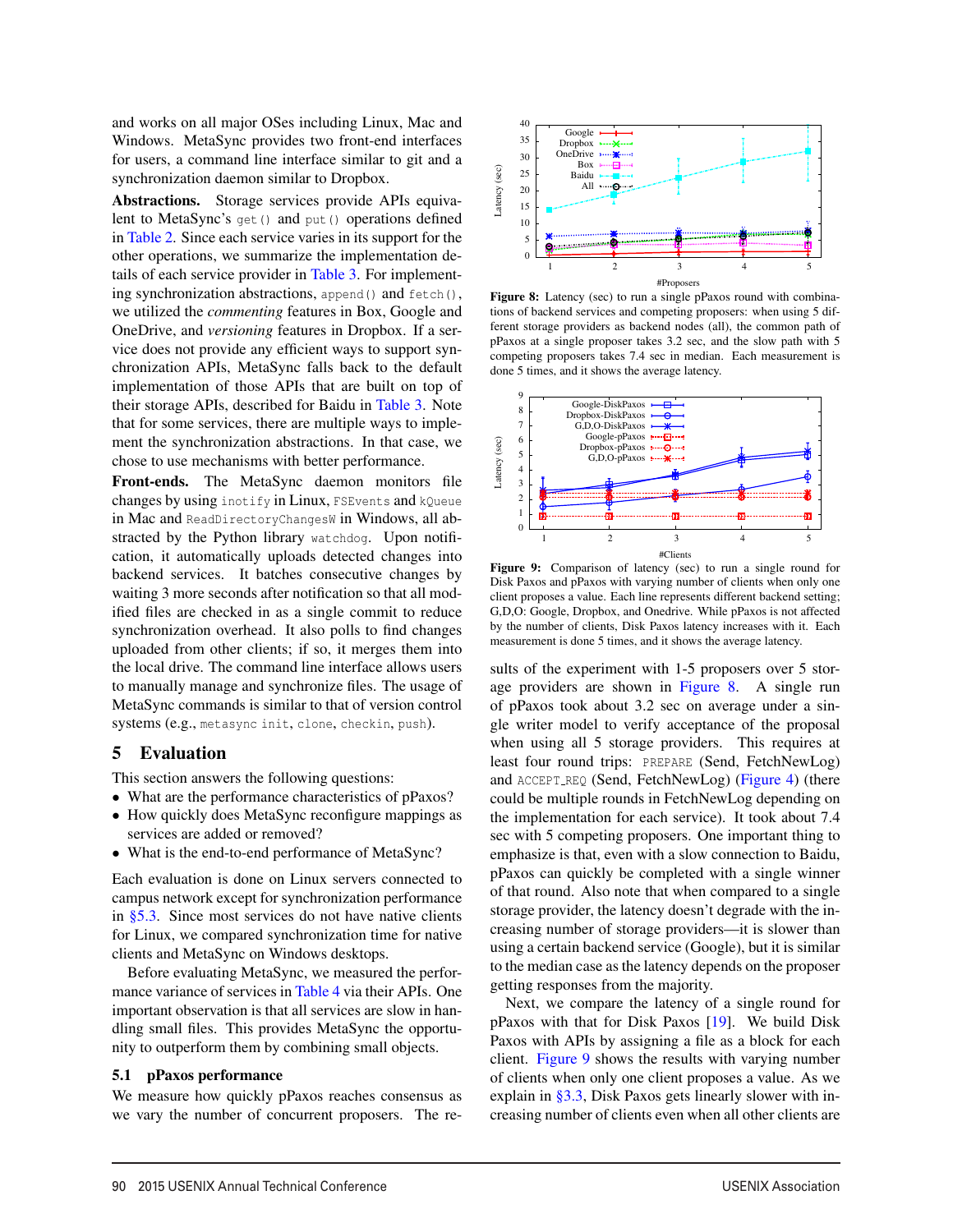and works on all major OSes including Linux, Mac and Windows. MetaSync provides two front-end interfaces for users, a command line interface similar to git and a synchronization daemon similar to Dropbox.

**Abstractions.** Storage services provide APIs equivalent to MetaSync's `get()` and `put()` operations defined in Table 2. Since each service varies in its support for the other operations, we summarize the implementation details of each service provider in Table 3. For implementing synchronization abstractions, `append()` and `fetch()`, we utilized the *commenting* features in Box, Google and OneDrive, and *versioning* features in Dropbox. If a service does not provide any efficient ways to support synchronization APIs, MetaSync falls back to the default implementation of those APIs that are built on top of their storage APIs, described for Baidu in Table 3. Note that for some services, there are multiple ways to implement the synchronization abstractions. In that case, we chose to use mechanisms with better performance.

**Front-ends.** The MetaSync daemon monitors file changes by using `inotify` in Linux, `FSEvents` and `kQueue` in Mac and `ReadDirectoryChangesW` in Windows, all abstracted by the Python library `watchdog`. Upon notification, it automatically uploads detected changes into backend services. It batches consecutive changes by waiting 3 more seconds after notification so that all modified files are checked in as a single commit to reduce synchronization overhead. It also polls to find changes uploaded from other clients; if so, it merges them into the local drive. The command line interface allows users to manually manage and synchronize files. The usage of MetaSync commands is similar to that of version control systems (e.g., `metasync init`, `clone`, `checkin`, `push`).

## 5 Evaluation

This section answers the following questions:

- What are the performance characteristics of pPaxos?
- How quickly does MetaSync reconfigure mappings as services are added or removed?
- What is the end-to-end performance of MetaSync?

Each evaluation is done on Linux servers connected to campus network except for synchronization performance in §5.3. Since most services do not have native clients for Linux, we compared synchronization time for native clients and MetaSync on Windows desktops.

Before evaluating MetaSync, we measured the performance variance of services in Table 4 via their APIs. One important observation is that all services are slow in handling small files. This provides MetaSync the opportunity to outperform them by combining small objects.

### 5.1 pPaxos performance

We measure how quickly pPaxos reaches consensus as we vary the number of concurrent proposers. The results of the experiment with 1-5 proposers over 5 storage providers are shown in Figure 8. A single run of pPaxos took about 3.2 sec on average under a single writer model to verify acceptance of the proposal when using all 5 storage providers. This requires at least four round trips: `PREPARE` (Send, FetchNewLog) and `ACCEPT_REQ` (Send, FetchNewLog) (Figure 4) (there could be multiple rounds in FetchNewLog depending on the implementation for each service). It took about 7.4 sec with 5 competing proposers. One important thing to emphasize is that, even with a slow connection to Baidu, pPaxos can quickly be completed with a single winner of that round. Also note that when compared to a single storage provider, the latency doesn't degrade with the increasing number of storage providers—it is slower than using a certain backend service (Google), but it is similar to the median case as the latency depends on the proposer getting responses from the majority.

Figure 8: Latency (sec) to run a single pPaxos round with combinations of backend services and competing proposers: when using 5 different storage providers as backend nodes (all), the common path of pPaxos at a single proposer takes 3.2 sec, and the slow path with 5 competing proposers takes 7.4 sec in median. Each measurement is done 5 times, and it shows the average latency.

Figure 9: Comparison of latency (sec) to run a single round for Disk Paxos and pPaxos with varying number of clients when only one client proposes a value. Each line represents different backend setting; G,D,O: Google, Dropbox, and Onedrive. While pPaxos is not affected by the number of clients, Disk Paxos latency increases with it. Each measurement is done 5 times, and it shows the average latency.

Next, we compare the latency of a single round for pPaxos with that for Disk Paxos [19]. We build Disk Paxos with APIs by assigning a file as a block for each client. Figure 9 shows the results with varying number of clients when only one client proposes a value. As we explain in §3.3, Disk Paxos gets linearly slower with increasing number of clients even when all other clients are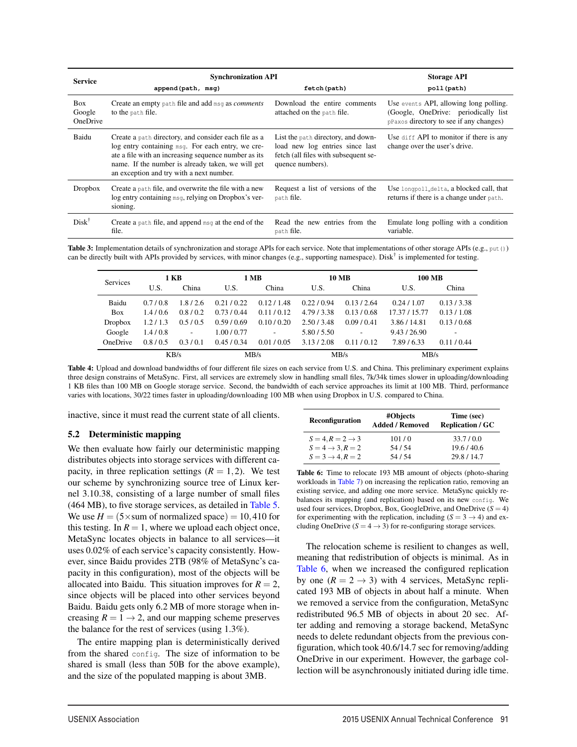| Service | Synchronization API `append(path, msg)` | `fetch(path)` | Storage API `poll(path)` |
|---|---|---|---|
| Box Google OneDrive | Create an empty `path` file and add `msg` as *comments* to the `path` file. | Download the entire comments attached on the `path` file. | Use `events` API, allowing long polling. (Google, OneDrive: periodically list `pPaxos` directory to see if any changes) |
| Baidu | Create a `path` directory, and consider each file as a log entry containing `msg`. For each entry, we create a file with an increasing sequence number as its name. If the number is already taken, we will get an exception and try with a next number. | List the `path` directory, and download new log entries since last fetch (all files with subsequent sequence numbers). | Use `diff` API to monitor if there is any change over the user's drive. |
| Dropbox | Create a `path` file, and overwrite the file with a new log entry containing `msg`, relying on Dropbox's versioning. | Request a list of versions of the `path` file. | Use `longpoll_delta`, a blocked call, that returns if there is a change under `path`. |
| Disk† | Create a `path` file, and append `msg` at the end of the file. | Read the new entries from the `path` file. | Emulate long polling with a condition variable. |

**Table 3:** Implementation details of synchronization and storage APIs for each service. Note that implementations of other storage APIs (e.g., `put()`) can be directly built with APIs provided by services, with minor changes (e.g., supporting namespace). Disk† is implemented for testing.

| Services | 1 KB | | 1 MB | | 10 MB | | 100 MB | |
|---|---|---|---|---|---|---|---|---|
| | U.S. | China | U.S. | China | U.S. | China | U.S. | China |
| Baidu | 0.7 / 0.8 | 1.8 / 2.6 | 0.21 / 0.22 | 0.12 / 1.48 | 0.22 / 0.94 | 0.13 / 2.64 | 0.24 / 1.07 | 0.13 / 3.38 |
| Box | 1.4 / 0.6 | 0.8 / 0.2 | 0.73 / 0.44 | 0.11 / 0.12 | 4.79 / 3.38 | 0.13 / 0.68 | 17.37 / 15.77 | 0.13 / 1.08 |
| Dropbox | 1.2 / 1.3 | 0.5 / 0.5 | 0.59 / 0.69 | 0.10 / 0.20 | 2.50 / 3.48 | 0.09 / 0.41 | 3.86 / 14.81 | 0.13 / 0.68 |
| Google | 1.4 / 0.8 | - | 1.00 / 0.77 | - | 5.80 / 5.50 | - | 9.43 / 26.90 | - |
| OneDrive | 0.8 / 0.5 | 0.3 / 0.1 | 0.45 / 0.34 | 0.01 / 0.05 | 3.13 / 2.08 | 0.11 / 0.12 | 7.89 / 6.33 | 0.11 / 0.44 |
| | KB/s | | MB/s | | MB/s | | MB/s | |

**Table 4:** Upload and download bandwidths of four different file sizes on each service from U.S. and China. This preliminary experiment explains three design constrains of MetaSync. First, all services are extremely slow in handling small files, 7k/34k times slower in uploading/downloading 1 KB files than 100 MB on Google storage service. Second, the bandwidth of each service approaches its limit at 100 MB. Third, performance varies with locations, 30/22 times faster in uploading/downloading 100 MB when using Dropbox in U.S. compared to China.

inactive, since it must read the current state of all clients.

## 5.2 Deterministic mapping

We then evaluate how fairly our deterministic mapping distributes objects into storage services with different capacity, in three replication settings ($R = 1, 2$). We test our scheme by synchronizing source tree of Linux kernel 3.10.38, consisting of a large number of small files (464 MB), to five storage services, as detailed in Table 5. We use $H = (5 \times \text{sum of normalized space}) = 10,410$ for this testing. In $R = 1$, where we upload each object once, MetaSync locates objects in balance to all services—it uses 0.02% of each service's capacity consistently. However, since Baidu provides 2TB (98% of MetaSync's capacity in this configuration), most of the objects will be allocated into Baidu. This situation improves for $R = 2$, since objects will be placed into other services beyond Baidu. Baidu gets only 6.2 MB of more storage when increasing $R = 1 \rightarrow 2$, and our mapping scheme preserves the balance for the rest of services (using 1.3%).

The entire mapping plan is deterministically derived from the shared `config`. The size of information to be shared is small (less than 50B for the above example), and the size of the populated mapping is about 3MB.

| Reconfiguration | #Objects Added / Removed | Time (sec) Replication / GC |
|---|---|---|
| $S = 4, R = 2 \rightarrow 3$ | 101 / 0 | 33.7 / 0.0 |
| $S = 4 \rightarrow 3, R = 2$ | 54 / 54 | 19.6 / 40.6 |
| $S = 3 \rightarrow 4, R = 2$ | 54 / 54 | 29.8 / 14.7 |

**Table 6:** Time to relocate 193 MB amount of objects (photo-sharing workloads in Table 7) on increasing the replication ratio, removing an existing service, and adding one more service. MetaSync quickly rebalances its mapping (and replication) based on its new `config`. We used four services, Dropbox, Box, GoogleDrive, and OneDrive ($S = 4$) for experimenting with the replication, including ($S = 3 \rightarrow 4$) and excluding OneDrive ($S = 4 \rightarrow 3$) for re-configuring storage services.

The relocation scheme is resilient to changes as well, meaning that redistribution of objects is minimal. As in Table 6, when we increased the configured replication by one ($R = 2 \rightarrow 3$) with 4 services, MetaSync replicated 193 MB of objects in about half a minute. When we removed a service from the configuration, MetaSync redistributed 96.5 MB of objects in about 20 sec. After adding and removing a storage backend, MetaSync needs to delete redundant objects from the previous configuration, which took 40.6/14.7 sec for removing/adding OneDrive in our experiment. However, the garbage collection will be asynchronously initiated during idle time.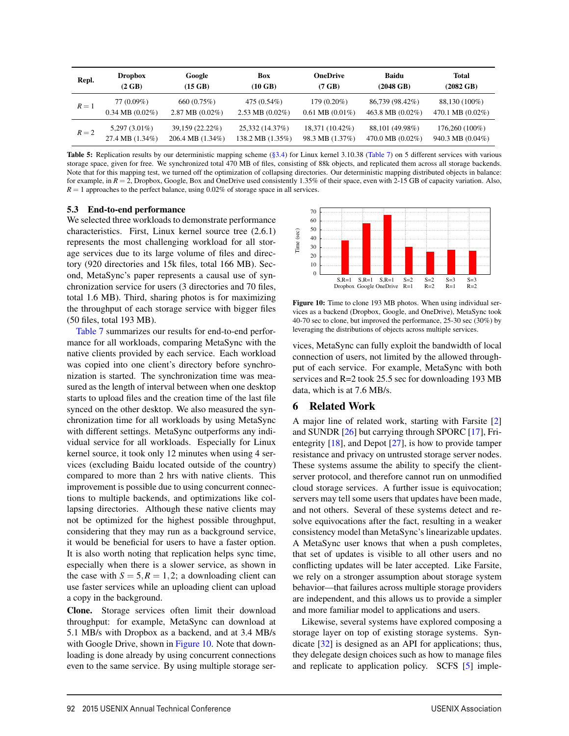| Repl. | Dropbox (2 GB) | Google (15 GB) | Box (10 GB) | OneDrive (7 GB) | Baidu (2048 GB) | Total (2082 GB) |
|---|---|---|---|---|---|---|
| $R = 1$ | 77 (0.09%) 0.34 MB (0.02%) | 660 (0.75%) 2.87 MB (0.02%) | 475 (0.54%) 2.53 MB (0.02%) | 179 (0.20%) 0.61 MB (0.01%) | 86,739 (98.42%) 463.8 MB (0.02%) | 88,130 (100%) 470.1 MB (0.02%) |
| $R = 2$ | 5,297 (3.01%) 27.4 MB (1.34%) | 39,159 (22.22%) 206.4 MB (1.34%) | 25,332 (14.37%) 138.2 MB (1.35%) | 18,371 (10.42%) 98.3 MB (1.37%) | 88,101 (49.98%) 470.0 MB (0.02%) | 176,260 (100%) 940.3 MB (0.04%) |

**Table 5:** Replication results by our deterministic mapping scheme (§3.4) for Linux kernel 3.10.38 (Table 7) on 5 different services with various storage space, given for free. We synchronized total 470 MB of files, consisting of 88k objects, and replicated them across all storage backends. Note that for this mapping test, we turned off the optimization of collapsing directories. Our deterministic mapping distributed objects in balance: for example, in $R = 2$, Dropbox, Google, Box and OneDrive used consistently 1.35% of their space, even with 2-15 GB of capacity variation. Also, $R = 1$ approaches to the perfect balance, using 0.02% of storage space in all services.

### 5.3 End-to-end performance

We selected three workloads to demonstrate performance characteristics. First, Linux kernel source tree (2.6.1) represents the most challenging workload for all storage services due to its large volume of files and directory (920 directories and 15k files, total 166 MB). Second, MetaSync's paper represents a causal use of synchronization service for users (3 directories and 70 files, total 1.6 MB). Third, sharing photos is for maximizing the throughput of each storage service with bigger files (50 files, total 193 MB).

Table 7 summarizes our results for end-to-end performance for all workloads, comparing MetaSync with the native clients provided by each service. Each workload was copied into one client's directory before synchronization is started. The synchronization time was measured as the length of interval between when one desktop starts to upload files and the creation time of the last file synced on the other desktop. We also measured the synchronization time for all workloads by using MetaSync with different settings. MetaSync outperforms any individual service for all workloads. Especially for Linux kernel source, it took only 12 minutes when using 4 services (excluding Baidu located outside of the country) compared to more than 2 hrs with native clients. This improvement is possible due to using concurrent connections to multiple backends, and optimizations like collapsing directories. Although these native clients may not be optimized for the highest possible throughput, considering that they may run as a background service, it would be beneficial for users to have a faster option. It is also worth noting that replication helps sync time, especially when there is a slower service, as shown in the case with $S = 5, R = 1, 2$; a downloading client can use faster services while an uploading client can upload a copy in the background.

**Clone.** Storage services often limit their download throughput: for example, MetaSync can download at 5.1 MB/s with Dropbox as a backend, and at 3.4 MB/s with Google Drive, shown in Figure 10. Note that downloading is done already by using concurrent connections even to the same service. By using multiple storage services, MetaSync can fully exploit the bandwidth of local connection of users, not limited by the allowed throughput of each service. For example, MetaSync with both services and R=2 took 25.5 sec for downloading 193 MB data, which is at 7.6 MB/s.

**Figure 10:** Time to clone 193 MB photos. When using individual services as a backend (Dropbox, Google, and OneDrive), MetaSync took 40-70 sec to clone, but improved the performance, 25-30 sec (30%) by leveraging the distributions of objects across multiple services.

## 6 Related Work

A major line of related work, starting with Farsite [2] and SUNDR [26] but carrying through SPORC [17], Frientegrity [18], and Depot [27], is how to provide tamper resistance and privacy on untrusted storage server nodes. These systems assume the ability to specify the client-server protocol, and therefore cannot run on unmodified cloud storage services. A further issue is equivocation; servers may tell some users that updates have been made, and not others. Several of these systems detect and resolve equivocations after the fact, resulting in a weaker consistency model than MetaSync's linearizable updates. A MetaSync user knows that when a push completes, that set of updates is visible to all other users and no conflicting updates will be later accepted. Like Farsite, we rely on a stronger assumption about storage system behavior—that failures across multiple storage providers are independent, and this allows us to provide a simpler and more familiar model to applications and users.

Likewise, several systems have explored composing a storage layer on top of existing storage systems. Syndicate [32] is designed as an API for applications; thus, they delegate design choices such as how to manage files and replicate to application policy. SCFS [5] imple-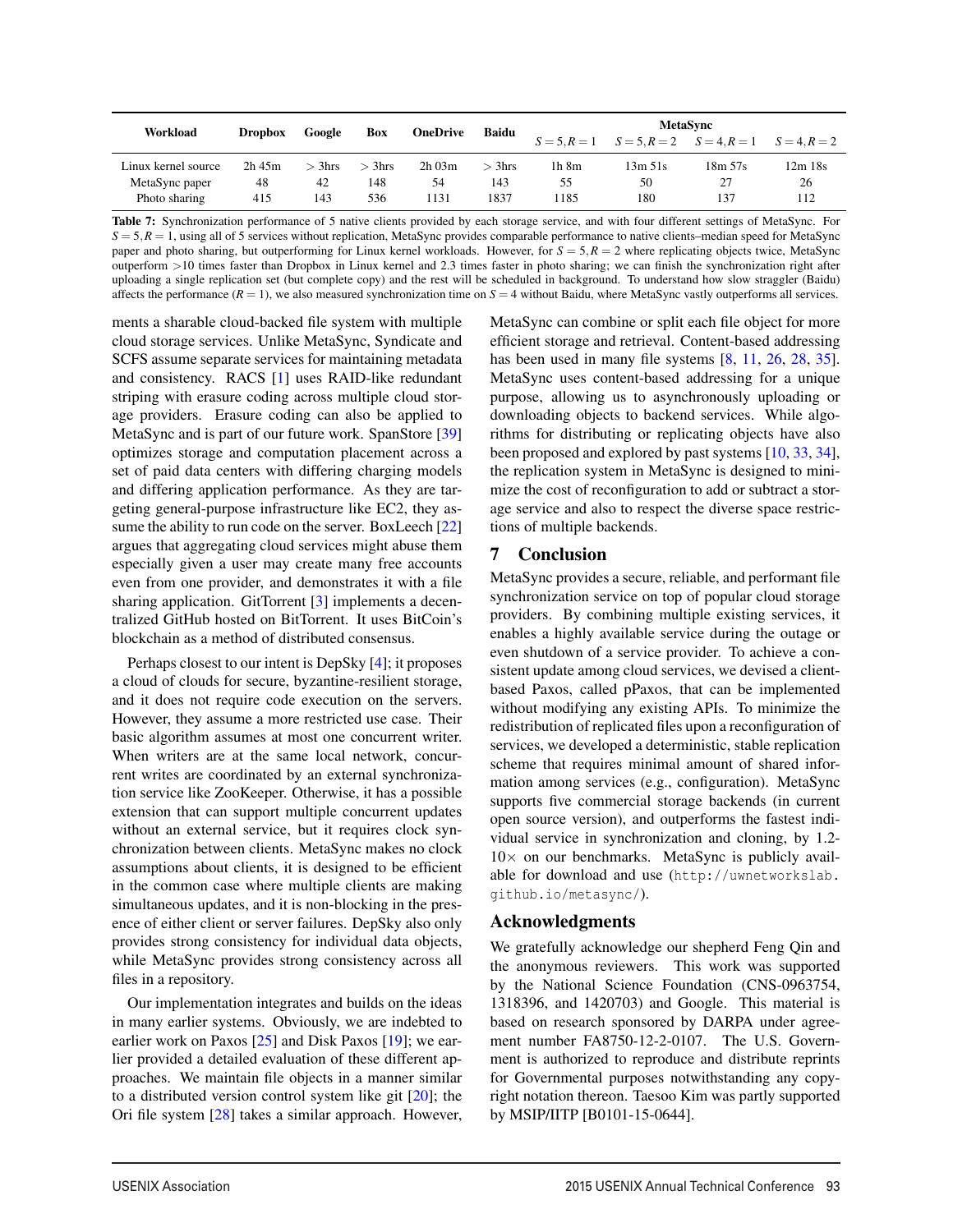| Workload | Dropbox | Google | Box | OneDrive | Baidu | MetaSync | | | |
|---|---|---|---|---|---|---|---|---|---|
| | | | | | | $S=5, R=1$ | $S=5, R=2$ | $S=4, R=1$ | $S=4, R=2$ |
| Linux kernel source | 2h 45m | > 3hrs | > 3hrs | 2h 03m | > 3hrs | 1h 8m | 13m 51s | 18m 57s | 12m 18s |
| MetaSync paper | 48 | 42 | 148 | 54 | 143 | 55 | 50 | 27 | 26 |
| Photo sharing | 415 | 143 | 536 | 1131 | 1837 | 1185 | 180 | 137 | 112 |

**Table 7:** Synchronization performance of 5 native clients provided by each storage service, and with four different settings of MetaSync. For $S=5, R=1$, using all of 5 services without replication, MetaSync provides comparable performance to native clients–median speed for MetaSync paper and photo sharing, but outperforming for Linux kernel workloads. However, for $S=5, R=2$ where replicating objects twice, MetaSync outperform >10 times faster than Dropbox in Linux kernel and 2.3 times faster in photo sharing; we can finish the synchronization right after uploading a single replication set (but complete copy) and the rest will be scheduled in background. To understand how slow straggler (Baidu) affects the performance ($R=1$), we also measured synchronization time on $S=4$ without Baidu, where MetaSync vastly outperforms all services.

ments a sharable cloud-backed file system with multiple cloud storage services. Unlike MetaSync, Syndicate and SCFS assume separate services for maintaining metadata and consistency. RACS [1] uses RAID-like redundant striping with erasure coding across multiple cloud storage providers. Erasure coding can also be applied to MetaSync and is part of our future work. SpanStore [39] optimizes storage and computation placement across a set of paid data centers with differing charging models and differing application performance. As they are targeting general-purpose infrastructure like EC2, they assume the ability to run code on the server. BoxLeech [22] argues that aggregating cloud services might abuse them especially given a user may create many free accounts even from one provider, and demonstrates it with a file sharing application. GitTorrent [3] implements a decentralized GitHub hosted on BitTorrent. It uses BitCoin's blockchain as a method of distributed consensus.

Perhaps closest to our intent is DepSky [4]; it proposes a cloud of clouds for secure, byzantine-resilient storage, and it does not require code execution on the servers. However, they assume a more restricted use case. Their basic algorithm assumes at most one concurrent writer. When writers are at the same local network, concurrent writes are coordinated by an external synchronization service like ZooKeeper. Otherwise, it has a possible extension that can support multiple concurrent updates without an external service, but it requires clock synchronization between clients. MetaSync makes no clock assumptions about clients, it is designed to be efficient in the common case where multiple clients are making simultaneous updates, and it is non-blocking in the presence of either client or server failures. DepSky also only provides strong consistency for individual data objects, while MetaSync provides strong consistency across all files in a repository.

Our implementation integrates and builds on the ideas in many earlier systems. Obviously, we are indebted to earlier work on Paxos [25] and Disk Paxos [19]; we earlier provided a detailed evaluation of these different approaches. We maintain file objects in a manner similar to a distributed version control system like git [20]; the Ori file system [28] takes a similar approach. However, MetaSync can combine or split each file object for more efficient storage and retrieval. Content-based addressing has been used in many file systems [8, 11, 26, 28, 35]. MetaSync uses content-based addressing for a unique purpose, allowing us to asynchronously uploading or downloading objects to backend services. While algorithms for distributing or replicating objects have also been proposed and explored by past systems [10, 33, 34], the replication system in MetaSync is designed to minimize the cost of reconfiguration to add or subtract a storage service and also to respect the diverse space restrictions of multiple backends.

## 7 Conclusion

MetaSync provides a secure, reliable, and performant file synchronization service on top of popular cloud storage providers. By combining multiple existing services, it enables a highly available service during the outage or even shutdown of a service provider. To achieve a consistent update among cloud services, we devised a client-based Paxos, called pPaxos, that can be implemented without modifying any existing APIs. To minimize the redistribution of replicated files upon a reconfiguration of services, we developed a deterministic, stable replication scheme that requires minimal amount of shared information among services (e.g., configuration). MetaSync supports five commercial storage backends (in current open source version), and outperforms the fastest individual service in synchronization and cloning, by 1.2-10× on our benchmarks. MetaSync is publicly available for download and use (http://uwnetworkslab.github.io/metasync/).

## Acknowledgments

We gratefully acknowledge our shepherd Feng Qin and the anonymous reviewers. This work was supported by the National Science Foundation (CNS-0963754, 1318396, and 1420703) and Google. This material is based on research sponsored by DARPA under agreement number FA8750-12-2-0107. The U.S. Government is authorized to reproduce and distribute reprints for Governmental purposes notwithstanding any copyright notation thereon. Taesoo Kim was partly supported by MSIP/IITP [B0101-15-0644].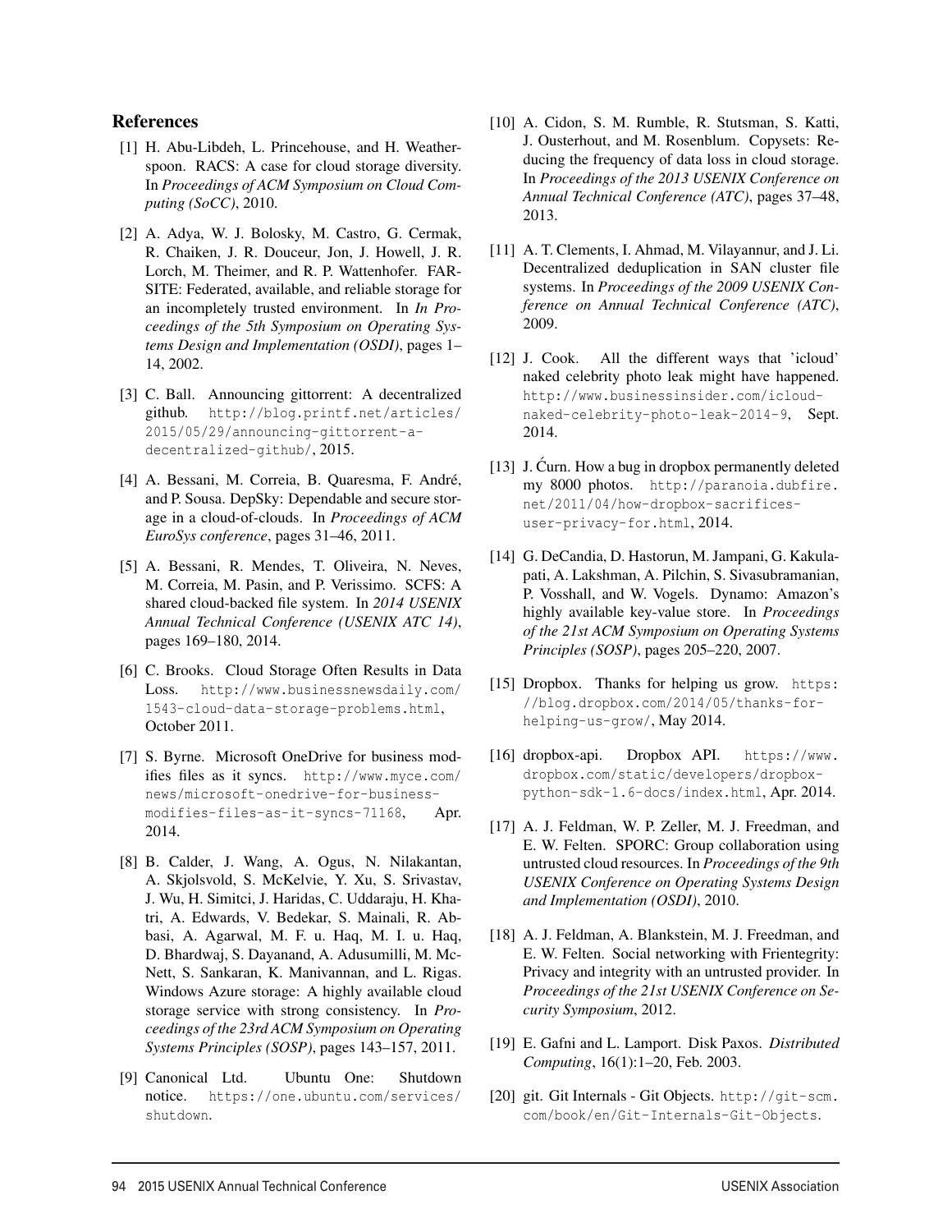## References

[1] H. Abu-Libdeh, L. Princehouse, and H. Weatherspoon. RACS: A case for cloud storage diversity. In *Proceedings of ACM Symposium on Cloud Computing (SoCC)*, 2010.

[2] A. Adya, W. J. Bolosky, M. Castro, G. Cermak, R. Chaiken, J. R. Douceur, Jon, J. Howell, J. R. Lorch, M. Theimer, and R. P. Wattenhofer. FARSITE: Federated, available, and reliable storage for an incompletely trusted environment. In *In Proceedings of the 5th Symposium on Operating Systems Design and Implementation (OSDI)*, pages 1–14, 2002.

[3] C. Ball. Announcing gittorrent: A decentralized github. http://blog.printf.net/articles/2015/05/29/announcing-gittorrent-a-decentralized-github/, 2015.

[4] A. Bessani, M. Correia, B. Quaresma, F. André, and P. Sousa. DepSky: Dependable and secure storage in a cloud-of-clouds. In *Proceedings of ACM EuroSys conference*, pages 31–46, 2011.

[5] A. Bessani, R. Mendes, T. Oliveira, N. Neves, M. Correia, M. Pasin, and P. Verissimo. SCFS: A shared cloud-backed file system. In *2014 USENIX Annual Technical Conference (USENIX ATC 14)*, pages 169–180, 2014.

[6] C. Brooks. Cloud Storage Often Results in Data Loss. http://www.businessnewsdaily.com/1543-cloud-data-storage-problems.html, October 2011.

[7] S. Byrne. Microsoft OneDrive for business modifies files as it syncs. http://www.myce.com/news/microsoft-onedrive-for-business-modifies-files-as-it-syncs-71168, Apr. 2014.

[8] B. Calder, J. Wang, A. Ogus, N. Nilakantan, A. Skjolsvold, S. McKelvie, Y. Xu, S. Srivastav, J. Wu, H. Simitci, J. Haridas, C. Uddaraju, H. Khatri, A. Edwards, V. Bedekar, S. Mainali, R. Abbasi, A. Agarwal, M. F. u. Haq, M. I. u. Haq, D. Bhardwaj, S. Dayanand, A. Adusumilli, M. McNett, S. Sankaran, K. Manivannan, and L. Rigas. Windows Azure storage: A highly available cloud storage service with strong consistency. In *Proceedings of the 23rd ACM Symposium on Operating Systems Principles (SOSP)*, pages 143–157, 2011.

[9] Canonical Ltd. Ubuntu One: Shutdown notice. https://one.ubuntu.com/services/shutdown.

[10] A. Cidon, S. M. Rumble, R. Stutsman, S. Katti, J. Ousterhout, and M. Rosenblum. Copysets: Reducing the frequency of data loss in cloud storage. In *Proceedings of the 2013 USENIX Conference on Annual Technical Conference (ATC)*, pages 37–48, 2013.

[11] A. T. Clements, I. Ahmad, M. Vilayannur, and J. Li. Decentralized deduplication in SAN cluster file systems. In *Proceedings of the 2009 USENIX Conference on Annual Technical Conference (ATC)*, 2009.

[12] J. Cook. All the different ways that 'icloud' naked celebrity photo leak might have happened. http://www.businessinsider.com/icloud-naked-celebrity-photo-leak-2014-9, Sept. 2014.

[13] J. Ćurn. How a bug in dropbox permanently deleted my 8000 photos. http://paranoia.dubfire.net/2011/04/how-dropbox-sacrifices-user-privacy-for.html, 2014.

[14] G. DeCandia, D. Hastorun, M. Jampani, G. Kakulapati, A. Lakshman, A. Pilchin, S. Sivasubramanian, P. Vosshall, and W. Vogels. Dynamo: Amazon's highly available key-value store. In *Proceedings of the 21st ACM Symposium on Operating Systems Principles (SOSP)*, pages 205–220, 2007.

[15] Dropbox. Thanks for helping us grow. https://blog.dropbox.com/2014/05/thanks-for-helping-us-grow/, May 2014.

[16] dropbox-api. Dropbox API. https://www.dropbox.com/static/developers/dropbox-python-sdk-1.6-docs/index.html, Apr. 2014.

[17] A. J. Feldman, W. P. Zeller, M. J. Freedman, and E. W. Felten. SPORC: Group collaboration using untrusted cloud resources. In *Proceedings of the 9th USENIX Conference on Operating Systems Design and Implementation (OSDI)*, 2010.

[18] A. J. Feldman, A. Blankstein, M. J. Freedman, and E. W. Felten. Social networking with Frientegrity: Privacy and integrity with an untrusted provider. In *Proceedings of the 21st USENIX Conference on Security Symposium*, 2012.

[19] E. Gafni and L. Lamport. Disk Paxos. *Distributed Computing*, 16(1):1–20, Feb. 2003.

[20] git. Git Internals - Git Objects. http://git-scm.com/book/en/Git-Internals-Git-Objects.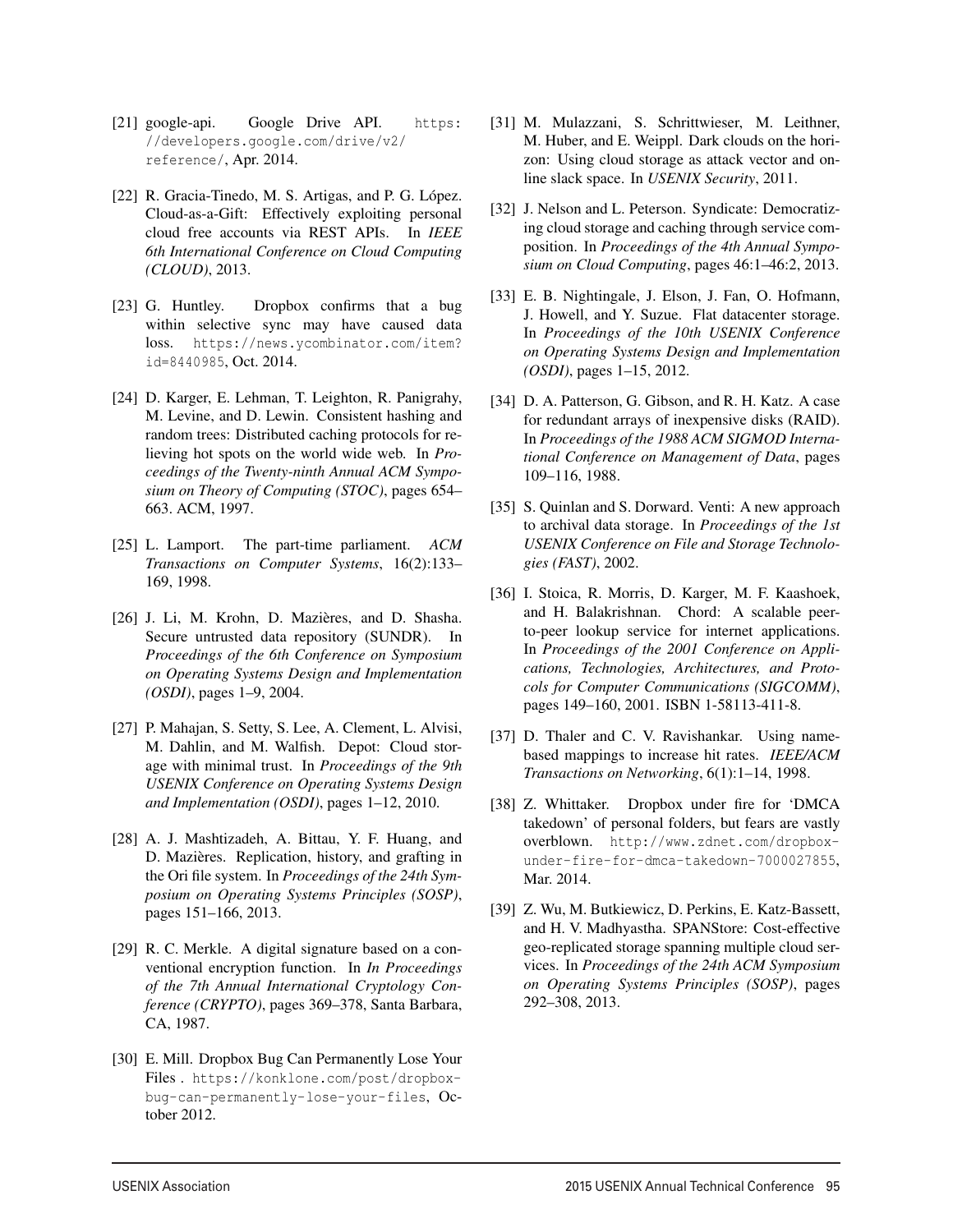[21] google-api. Google Drive API. https://developers.google.com/drive/v2/reference/, Apr. 2014.

[22] R. Gracia-Tinedo, M. S. Artigas, and P. G. López. Cloud-as-a-Gift: Effectively exploiting personal cloud free accounts via REST APIs. In *IEEE 6th International Conference on Cloud Computing (CLOUD)*, 2013.

[23] G. Huntley. Dropbox confirms that a bug within selective sync may have caused data loss. https://news.ycombinator.com/item?id=8440985, Oct. 2014.

[24] D. Karger, E. Lehman, T. Leighton, R. Panigrahy, M. Levine, and D. Lewin. Consistent hashing and random trees: Distributed caching protocols for relieving hot spots on the world wide web. In *Proceedings of the Twenty-ninth Annual ACM Symposium on Theory of Computing (STOC)*, pages 654–663. ACM, 1997.

[25] L. Lamport. The part-time parliament. *ACM Transactions on Computer Systems*, 16(2):133–169, 1998.

[26] J. Li, M. Krohn, D. Mazières, and D. Shasha. Secure untrusted data repository (SUNDR). In *Proceedings of the 6th Conference on Symposium on Operating Systems Design and Implementation (OSDI)*, pages 1–9, 2004.

[27] P. Mahajan, S. Setty, S. Lee, A. Clement, L. Alvisi, M. Dahlin, and M. Walfish. Depot: Cloud storage with minimal trust. In *Proceedings of the 9th USENIX Conference on Operating Systems Design and Implementation (OSDI)*, pages 1–12, 2010.

[28] A. J. Mashtizadeh, A. Bittau, Y. F. Huang, and D. Mazières. Replication, history, and grafting in the Ori file system. In *Proceedings of the 24th Symposium on Operating Systems Principles (SOSP)*, pages 151–166, 2013.

[29] R. C. Merkle. A digital signature based on a conventional encryption function. In *In Proceedings of the 7th Annual International Cryptology Conference (CRYPTO)*, pages 369–378, Santa Barbara, CA, 1987.

[30] E. Mill. Dropbox Bug Can Permanently Lose Your Files . https://konklone.com/post/dropbox-bug-can-permanently-lose-your-files, October 2012.

[31] M. Mulazzani, S. Schrittwieser, M. Leithner, M. Huber, and E. Weippl. Dark clouds on the horizon: Using cloud storage as attack vector and online slack space. In *USENIX Security*, 2011.

[32] J. Nelson and L. Peterson. Syndicate: Democratizing cloud storage and caching through service composition. In *Proceedings of the 4th Annual Symposium on Cloud Computing*, pages 46:1–46:2, 2013.

[33] E. B. Nightingale, J. Elson, J. Fan, O. Hofmann, J. Howell, and Y. Suzue. Flat datacenter storage. In *Proceedings of the 10th USENIX Conference on Operating Systems Design and Implementation (OSDI)*, pages 1–15, 2012.

[34] D. A. Patterson, G. Gibson, and R. H. Katz. A case for redundant arrays of inexpensive disks (RAID). In *Proceedings of the 1988 ACM SIGMOD International Conference on Management of Data*, pages 109–116, 1988.

[35] S. Quinlan and S. Dorward. Venti: A new approach to archival data storage. In *Proceedings of the 1st USENIX Conference on File and Storage Technologies (FAST)*, 2002.

[36] I. Stoica, R. Morris, D. Karger, M. F. Kaashoek, and H. Balakrishnan. Chord: A scalable peer-to-peer lookup service for internet applications. In *Proceedings of the 2001 Conference on Applications, Technologies, Architectures, and Protocols for Computer Communications (SIGCOMM)*, pages 149–160, 2001. ISBN 1-58113-411-8.

[37] D. Thaler and C. V. Ravishankar. Using name-based mappings to increase hit rates. *IEEE/ACM Transactions on Networking*, 6(1):1–14, 1998.

[38] Z. Whittaker. Dropbox under fire for 'DMCA takedown' of personal folders, but fears are vastly overblown. http://www.zdnet.com/dropbox-under-fire-for-dmca-takedown-7000027855, Mar. 2014.

[39] Z. Wu, M. Butkiewicz, D. Perkins, E. Katz-Bassett, and H. V. Madhyastha. SPANStore: Cost-effective geo-replicated storage spanning multiple cloud services. In *Proceedings of the 24th ACM Symposium on Operating Systems Principles (SOSP)*, pages 292–308, 2013.